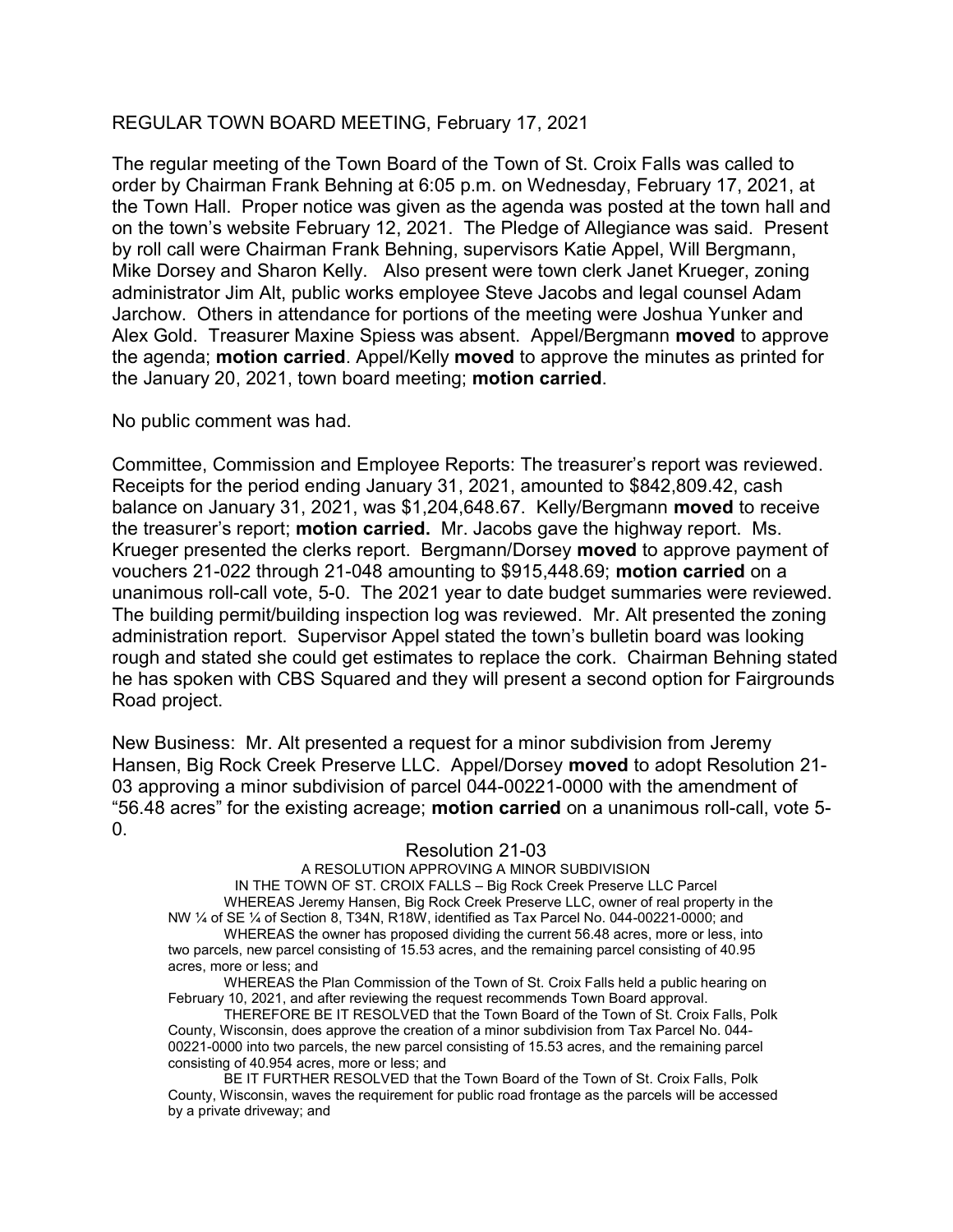REGULAR TOWN BOARD MEETING, February 17, 2021

The regular meeting of the Town Board of the Town of St. Croix Falls was called to order by Chairman Frank Behning at 6:05 p.m. on Wednesday, February 17, 2021, at the Town Hall. Proper notice was given as the agenda was posted at the town hall and on the town's website February 12, 2021. The Pledge of Allegiance was said. Present by roll call were Chairman Frank Behning, supervisors Katie Appel, Will Bergmann, Mike Dorsey and Sharon Kelly. Also present were town clerk Janet Krueger, zoning administrator Jim Alt, public works employee Steve Jacobs and legal counsel Adam Jarchow. Others in attendance for portions of the meeting were Joshua Yunker and Alex Gold. Treasurer Maxine Spiess was absent. Appel/Bergmann **moved** to approve the agenda; **motion carried**. Appel/Kelly **moved** to approve the minutes as printed for the January 20, 2021, town board meeting; **motion carried**.

No public comment was had.

Committee, Commission and Employee Reports: The treasurer's report was reviewed. Receipts for the period ending January 31, 2021, amounted to $842,809.42, cash balance on January 31, 2021, was $1,204,648.67. Kelly/Bergmann **moved** to receive the treasurer's report; **motion carried.** Mr. Jacobs gave the highway report. Ms. Krueger presented the clerks report. Bergmann/Dorsey **moved** to approve payment of vouchers 21-022 through 21-048 amounting to $915,448.69; **motion carried** on a unanimous roll-call vote, 5-0. The 2021 year to date budget summaries were reviewed. The building permit/building inspection log was reviewed. Mr. Alt presented the zoning administration report. Supervisor Appel stated the town's bulletin board was looking rough and stated she could get estimates to replace the cork. Chairman Behning stated he has spoken with CBS Squared and they will present a second option for Fairgrounds Road project.

New Business: Mr. Alt presented a request for a minor subdivision from Jeremy Hansen, Big Rock Creek Preserve LLC. Appel/Dorsey **moved** to adopt Resolution 21-03 approving a minor subdivision of parcel 044-00221-0000 with the amendment of "56.48 acres" for the existing acreage; **motion carried** on a unanimous roll-call, vote 5-0.

Resolution 21-03

A RESOLUTION APPROVING A MINOR SUBDIVISION
IN THE TOWN OF ST. CROIX FALLS – Big Rock Creek Preserve LLC Parcel

WHEREAS Jeremy Hansen, Big Rock Creek Preserve LLC, owner of real property in the NW ¼ of SE ¼ of Section 8, T34N, R18W, identified as Tax Parcel No. 044-00221-0000; and

WHEREAS the owner has proposed dividing the current 56.48 acres, more or less, into two parcels, new parcel consisting of 15.53 acres, and the remaining parcel consisting of 40.95 acres, more or less; and

WHEREAS the Plan Commission of the Town of St. Croix Falls held a public hearing on February 10, 2021, and after reviewing the request recommends Town Board approval.

THEREFORE BE IT RESOLVED that the Town Board of the Town of St. Croix Falls, Polk County, Wisconsin, does approve the creation of a minor subdivision from Tax Parcel No. 044-00221-0000 into two parcels, the new parcel consisting of 15.53 acres, and the remaining parcel consisting of 40.954 acres, more or less; and

BE IT FURTHER RESOLVED that the Town Board of the Town of St. Croix Falls, Polk County, Wisconsin, waves the requirement for public road frontage as the parcels will be accessed by a private driveway; and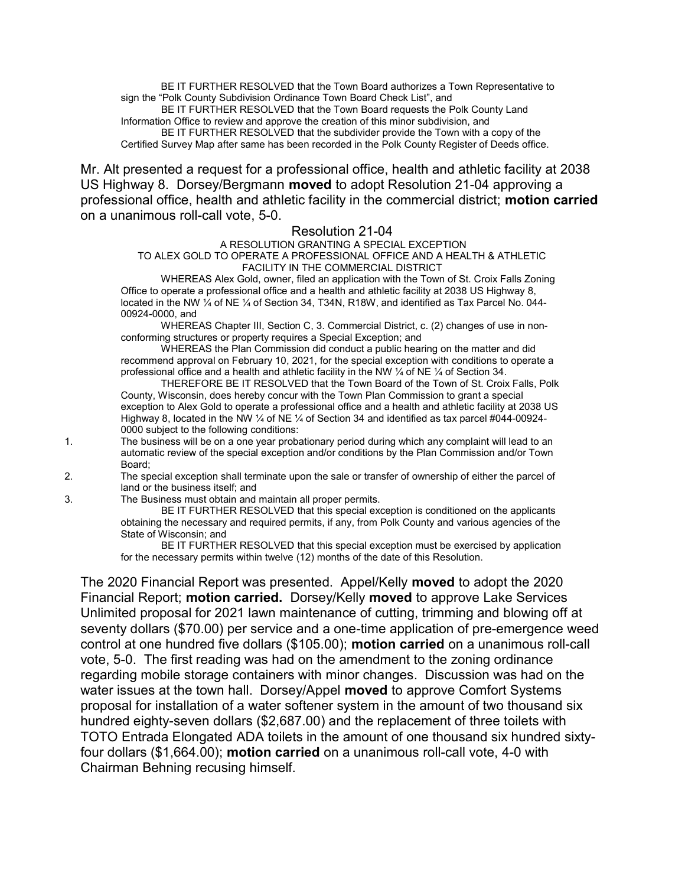BE IT FURTHER RESOLVED that the Town Board authorizes a Town Representative to sign the "Polk County Subdivision Ordinance Town Board Check List", and

BE IT FURTHER RESOLVED that the Town Board requests the Polk County Land Information Office to review and approve the creation of this minor subdivision, and

BE IT FURTHER RESOLVED that the subdivider provide the Town with a copy of the Certified Survey Map after same has been recorded in the Polk County Register of Deeds office.

Mr. Alt presented a request for a professional office, health and athletic facility at 2038 US Highway 8. Dorsey/Bergmann **moved** to adopt Resolution 21-04 approving a professional office, health and athletic facility in the commercial district; **motion carried** on a unanimous roll-call vote, 5-0.

Resolution 21-04

A RESOLUTION GRANTING A SPECIAL EXCEPTION
TO ALEX GOLD TO OPERATE A PROFESSIONAL OFFICE AND A HEALTH & ATHLETIC FACILITY IN THE COMMERCIAL DISTRICT

WHEREAS Alex Gold, owner, filed an application with the Town of St. Croix Falls Zoning Office to operate a professional office and a health and athletic facility at 2038 US Highway 8, located in the NW ¼ of NE ¼ of Section 34, T34N, R18W, and identified as Tax Parcel No. 044-00924-0000, and

WHEREAS Chapter III, Section C, 3. Commercial District, c. (2) changes of use in non-conforming structures or property requires a Special Exception; and

WHEREAS the Plan Commission did conduct a public hearing on the matter and did recommend approval on February 10, 2021, for the special exception with conditions to operate a professional office and a health and athletic facility in the NW ¼ of NE ¼ of Section 34.

THEREFORE BE IT RESOLVED that the Town Board of the Town of St. Croix Falls, Polk County, Wisconsin, does hereby concur with the Town Plan Commission to grant a special exception to Alex Gold to operate a professional office and a health and athletic facility at 2038 US Highway 8, located in the NW ¼ of NE ¼ of Section 34 and identified as tax parcel #044-00924-0000 subject to the following conditions:

1. The business will be on a one year probationary period during which any complaint will lead to an automatic review of the special exception and/or conditions by the Plan Commission and/or Town Board;
2. The special exception shall terminate upon the sale or transfer of ownership of either the parcel of land or the business itself; and
3. The Business must obtain and maintain all proper permits.

BE IT FURTHER RESOLVED that this special exception is conditioned on the applicants obtaining the necessary and required permits, if any, from Polk County and various agencies of the State of Wisconsin; and

BE IT FURTHER RESOLVED that this special exception must be exercised by application for the necessary permits within twelve (12) months of the date of this Resolution.

The 2020 Financial Report was presented. Appel/Kelly **moved** to adopt the 2020 Financial Report; **motion carried.** Dorsey/Kelly **moved** to approve Lake Services Unlimited proposal for 2021 lawn maintenance of cutting, trimming and blowing off at seventy dollars ($70.00) per service and a one-time application of pre-emergence weed control at one hundred five dollars ($105.00); **motion carried** on a unanimous roll-call vote, 5-0. The first reading was had on the amendment to the zoning ordinance regarding mobile storage containers with minor changes. Discussion was had on the water issues at the town hall. Dorsey/Appel **moved** to approve Comfort Systems proposal for installation of a water softener system in the amount of two thousand six hundred eighty-seven dollars ($2,687.00) and the replacement of three toilets with TOTO Entrada Elongated ADA toilets in the amount of one thousand six hundred sixty-four dollars ($1,664.00); **motion carried** on a unanimous roll-call vote, 4-0 with Chairman Behning recusing himself.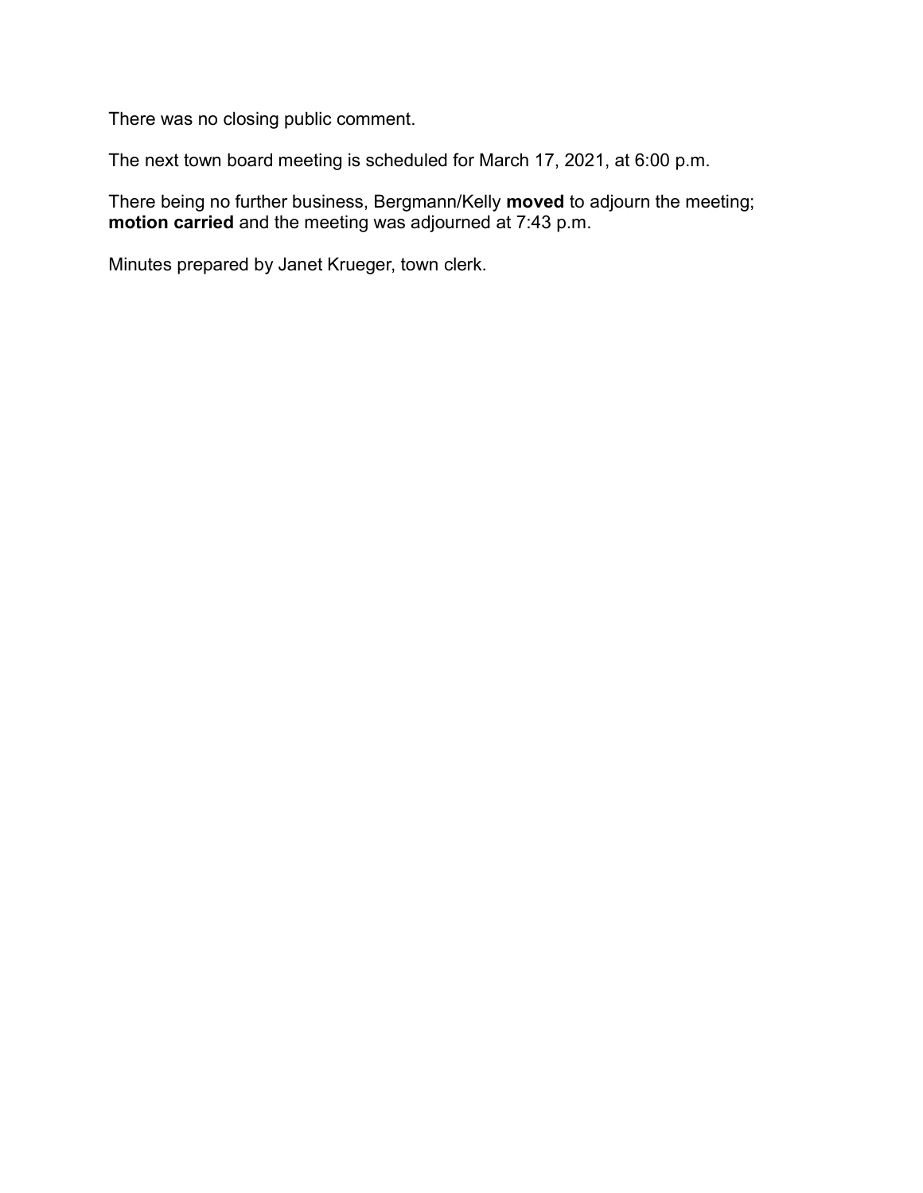There was no closing public comment.

The next town board meeting is scheduled for March 17, 2021, at 6:00 p.m.

There being no further business, Bergmann/Kelly **moved** to adjourn the meeting; **motion carried** and the meeting was adjourned at 7:43 p.m.

Minutes prepared by Janet Krueger, town clerk.